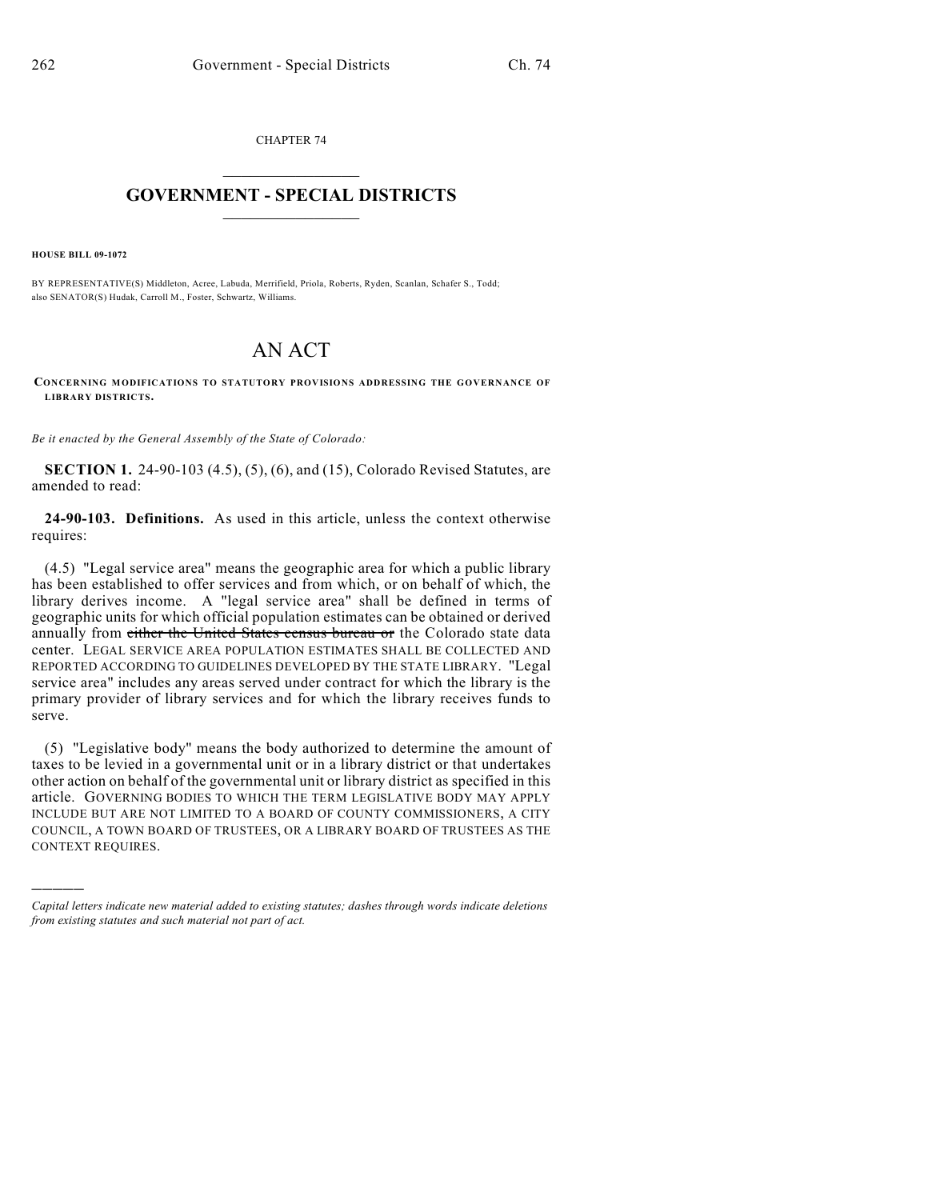CHAPTER 74

# GOVERNMENT - SPECIAL DISTRICTS

**HOUSE BILL 09-1072**

BY REPRESENTATIVE(S) Middleton, Acree, Labuda, Merrifield, Priola, Roberts, Ryden, Scanlan, Schafer S., Todd; also SENATOR(S) Hudak, Carroll M., Foster, Schwartz, Williams.

# AN ACT

**CONCERNING MODIFICATIONS TO STATUTORY PROVISIONS ADDRESSING THE GOVERNANCE OF LIBRARY DISTRICTS.**

*Be it enacted by the General Assembly of the State of Colorado:*

**SECTION 1.** 24-90-103 (4.5), (5), (6), and (15), Colorado Revised Statutes, are amended to read:

**24-90-103. Definitions.** As used in this article, unless the context otherwise requires:

(4.5) "Legal service area" means the geographic area for which a public library has been established to offer services and from which, or on behalf of which, the library derives income. A "legal service area" shall be defined in terms of geographic units for which official population estimates can be obtained or derived annually from ~~either the United States census bureau or~~ the Colorado state data center. LEGAL SERVICE AREA POPULATION ESTIMATES SHALL BE COLLECTED AND REPORTED ACCORDING TO GUIDELINES DEVELOPED BY THE STATE LIBRARY. "Legal service area" includes any areas served under contract for which the library is the primary provider of library services and for which the library receives funds to serve.

(5) "Legislative body" means the body authorized to determine the amount of taxes to be levied in a governmental unit or in a library district or that undertakes other action on behalf of the governmental unit or library district as specified in this article. GOVERNING BODIES TO WHICH THE TERM LEGISLATIVE BODY MAY APPLY INCLUDE BUT ARE NOT LIMITED TO A BOARD OF COUNTY COMMISSIONERS, A CITY COUNCIL, A TOWN BOARD OF TRUSTEES, OR A LIBRARY BOARD OF TRUSTEES AS THE CONTEXT REQUIRES.

---

*Capital letters indicate new material added to existing statutes; dashes through words indicate deletions from existing statutes and such material not part of act.*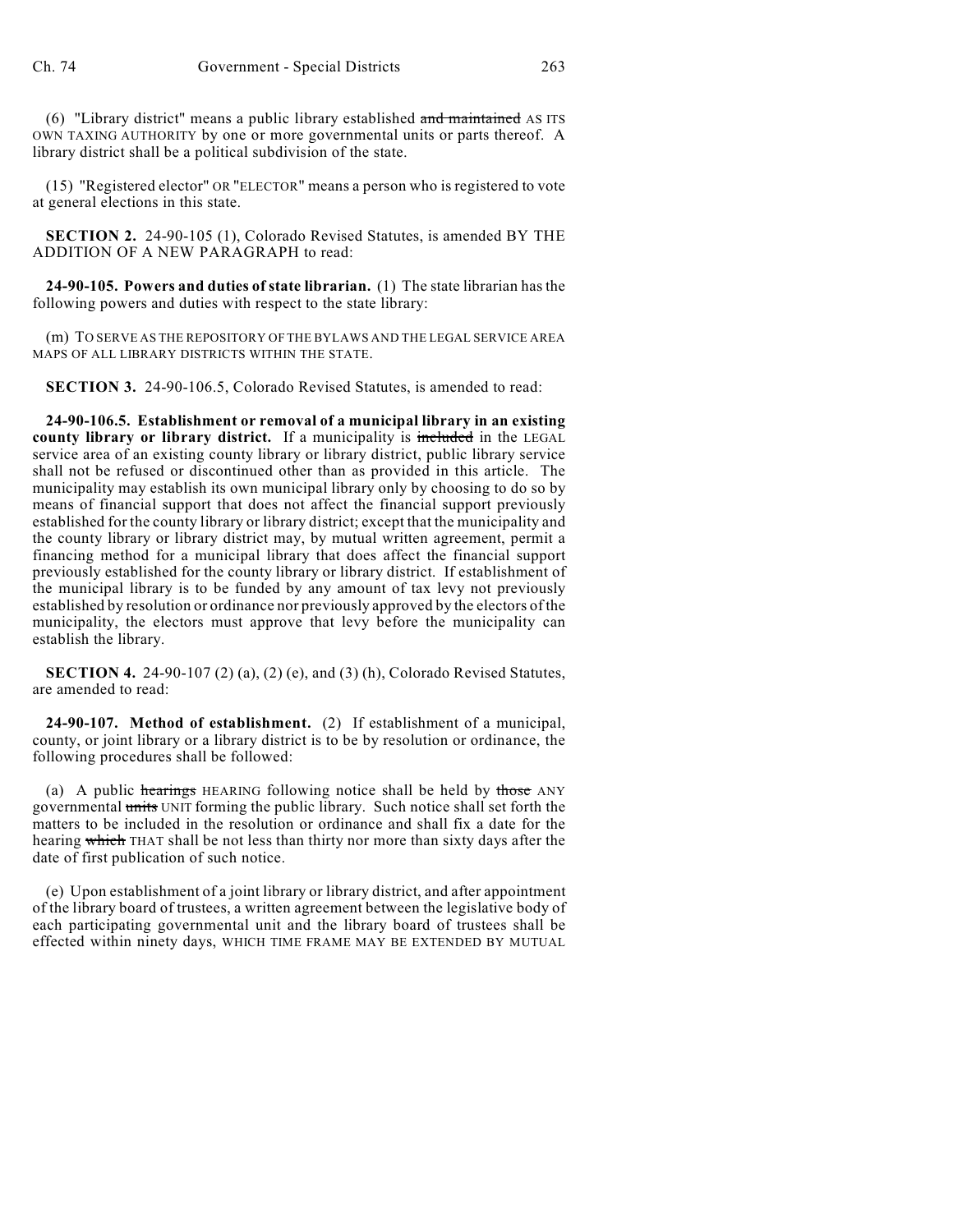(6) "Library district" means a public library established ~~and maintained~~ AS ITS OWN TAXING AUTHORITY by one or more governmental units or parts thereof. A library district shall be a political subdivision of the state.

(15) "Registered elector" OR "ELECTOR" means a person who is registered to vote at general elections in this state.

**SECTION 2.** 24-90-105 (1), Colorado Revised Statutes, is amended BY THE ADDITION OF A NEW PARAGRAPH to read:

**24-90-105. Powers and duties of state librarian.** (1) The state librarian has the following powers and duties with respect to the state library:

(m) TO SERVE AS THE REPOSITORY OF THE BYLAWS AND THE LEGAL SERVICE AREA MAPS OF ALL LIBRARY DISTRICTS WITHIN THE STATE.

**SECTION 3.** 24-90-106.5, Colorado Revised Statutes, is amended to read:

**24-90-106.5. Establishment or removal of a municipal library in an existing county library or library district.** If a municipality is ~~included~~ in the LEGAL service area of an existing county library or library district, public library service shall not be refused or discontinued other than as provided in this article. The municipality may establish its own municipal library only by choosing to do so by means of financial support that does not affect the financial support previously established for the county library or library district; except that the municipality and the county library or library district may, by mutual written agreement, permit a financing method for a municipal library that does affect the financial support previously established for the county library or library district. If establishment of the municipal library is to be funded by any amount of tax levy not previously established by resolution or ordinance nor previously approved by the electors of the municipality, the electors must approve that levy before the municipality can establish the library.

**SECTION 4.** 24-90-107 (2) (a), (2) (e), and (3) (h), Colorado Revised Statutes, are amended to read:

**24-90-107. Method of establishment.** (2) If establishment of a municipal, county, or joint library or a library district is to be by resolution or ordinance, the following procedures shall be followed:

(a) A public ~~hearings~~ HEARING following notice shall be held by ~~those~~ ANY governmental ~~units~~ UNIT forming the public library. Such notice shall set forth the matters to be included in the resolution or ordinance and shall fix a date for the hearing ~~which~~ THAT shall be not less than thirty nor more than sixty days after the date of first publication of such notice.

(e) Upon establishment of a joint library or library district, and after appointment of the library board of trustees, a written agreement between the legislative body of each participating governmental unit and the library board of trustees shall be effected within ninety days, WHICH TIME FRAME MAY BE EXTENDED BY MUTUAL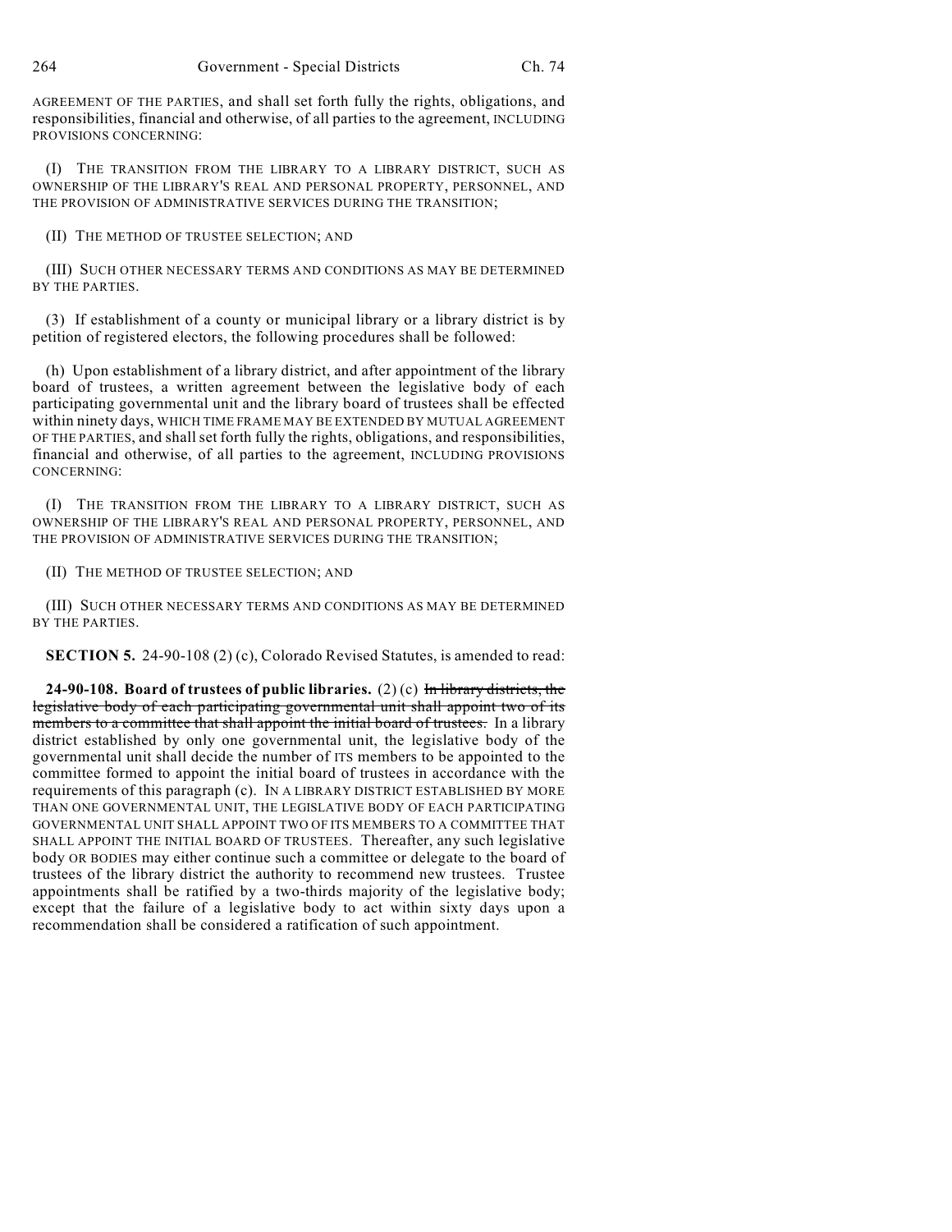AGREEMENT OF THE PARTIES, and shall set forth fully the rights, obligations, and responsibilities, financial and otherwise, of all parties to the agreement, INCLUDING PROVISIONS CONCERNING:

(I) THE TRANSITION FROM THE LIBRARY TO A LIBRARY DISTRICT, SUCH AS OWNERSHIP OF THE LIBRARY'S REAL AND PERSONAL PROPERTY, PERSONNEL, AND THE PROVISION OF ADMINISTRATIVE SERVICES DURING THE TRANSITION;

(II) THE METHOD OF TRUSTEE SELECTION; AND

(III) SUCH OTHER NECESSARY TERMS AND CONDITIONS AS MAY BE DETERMINED BY THE PARTIES.

(3) If establishment of a county or municipal library or a library district is by petition of registered electors, the following procedures shall be followed:

(h) Upon establishment of a library district, and after appointment of the library board of trustees, a written agreement between the legislative body of each participating governmental unit and the library board of trustees shall be effected within ninety days, WHICH TIME FRAME MAY BE EXTENDED BY MUTUAL AGREEMENT OF THE PARTIES, and shall set forth fully the rights, obligations, and responsibilities, financial and otherwise, of all parties to the agreement, INCLUDING PROVISIONS CONCERNING:

(I) THE TRANSITION FROM THE LIBRARY TO A LIBRARY DISTRICT, SUCH AS OWNERSHIP OF THE LIBRARY'S REAL AND PERSONAL PROPERTY, PERSONNEL, AND THE PROVISION OF ADMINISTRATIVE SERVICES DURING THE TRANSITION;

(II) THE METHOD OF TRUSTEE SELECTION; AND

(III) SUCH OTHER NECESSARY TERMS AND CONDITIONS AS MAY BE DETERMINED BY THE PARTIES.

**SECTION 5.** 24-90-108 (2) (c), Colorado Revised Statutes, is amended to read:

**24-90-108. Board of trustees of public libraries.** (2) (c) ~~In library districts, the legislative body of each participating governmental unit shall appoint two of its members to a committee that shall appoint the initial board of trustees.~~ In a library district established by only one governmental unit, the legislative body of the governmental unit shall decide the number of ITS members to be appointed to the committee formed to appoint the initial board of trustees in accordance with the requirements of this paragraph (c). IN A LIBRARY DISTRICT ESTABLISHED BY MORE THAN ONE GOVERNMENTAL UNIT, THE LEGISLATIVE BODY OF EACH PARTICIPATING GOVERNMENTAL UNIT SHALL APPOINT TWO OF ITS MEMBERS TO A COMMITTEE THAT SHALL APPOINT THE INITIAL BOARD OF TRUSTEES. Thereafter, any such legislative body OR BODIES may either continue such a committee or delegate to the board of trustees of the library district the authority to recommend new trustees. Trustee appointments shall be ratified by a two-thirds majority of the legislative body; except that the failure of a legislative body to act within sixty days upon a recommendation shall be considered a ratification of such appointment.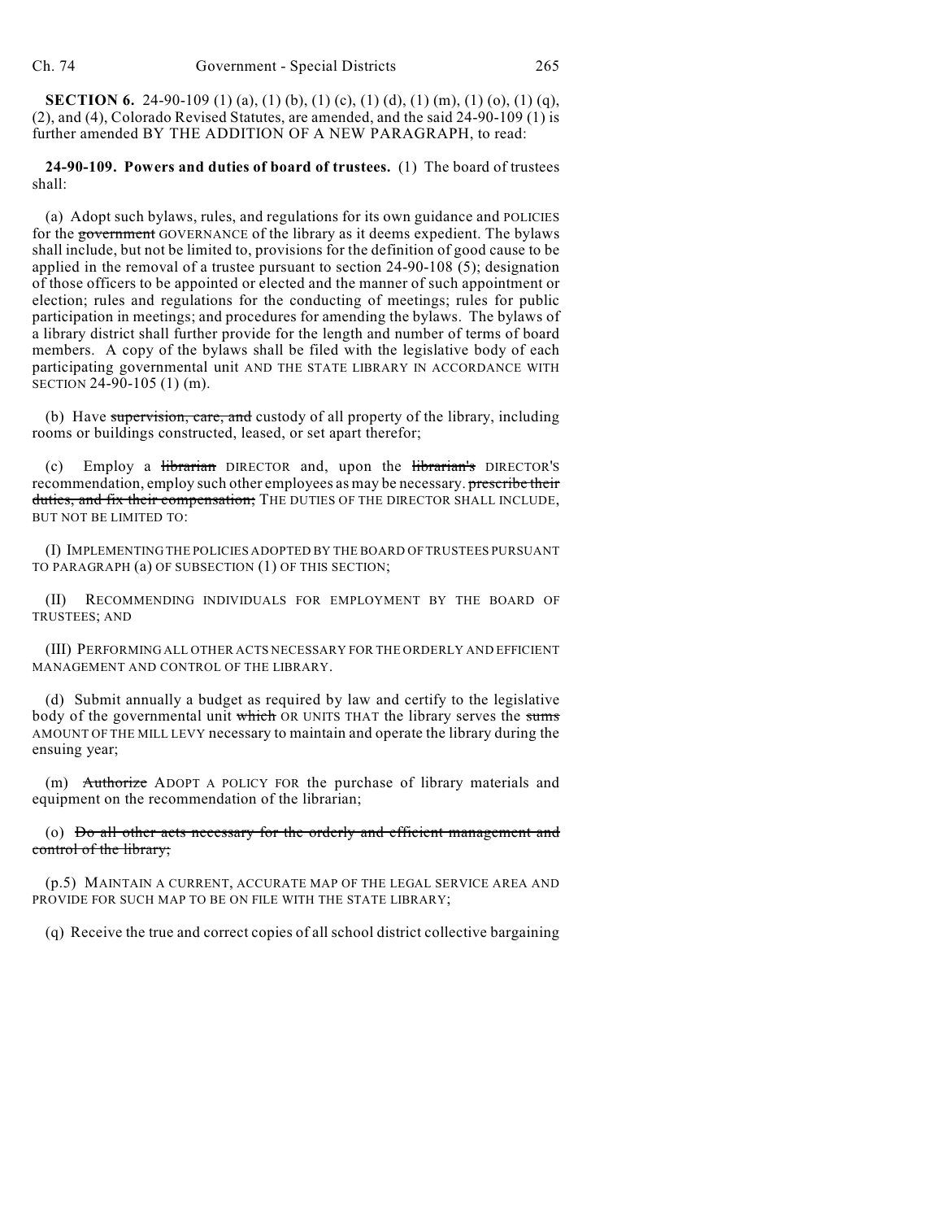**SECTION 6.** 24-90-109 (1) (a), (1) (b), (1) (c), (1) (d), (1) (m), (1) (o), (1) (q), (2), and (4), Colorado Revised Statutes, are amended, and the said 24-90-109 (1) is further amended BY THE ADDITION OF A NEW PARAGRAPH, to read:

**24-90-109. Powers and duties of board of trustees.** (1) The board of trustees shall:

(a) Adopt such bylaws, rules, and regulations for its own guidance and POLICIES for the ~~government~~ GOVERNANCE of the library as it deems expedient. The bylaws shall include, but not be limited to, provisions for the definition of good cause to be applied in the removal of a trustee pursuant to section 24-90-108 (5); designation of those officers to be appointed or elected and the manner of such appointment or election; rules and regulations for the conducting of meetings; rules for public participation in meetings; and procedures for amending the bylaws. The bylaws of a library district shall further provide for the length and number of terms of board members. A copy of the bylaws shall be filed with the legislative body of each participating governmental unit AND THE STATE LIBRARY IN ACCORDANCE WITH SECTION 24-90-105 (1) (m).

(b) Have ~~supervision, care, and~~ custody of all property of the library, including rooms or buildings constructed, leased, or set apart therefor;

(c) Employ a ~~librarian~~ DIRECTOR and, upon the ~~librarian's~~ DIRECTOR'S recommendation, employ such other employees as may be necessary. ~~prescribe their duties, and fix their compensation;~~ THE DUTIES OF THE DIRECTOR SHALL INCLUDE, BUT NOT BE LIMITED TO:

(I) IMPLEMENTING THE POLICIES ADOPTED BY THE BOARD OF TRUSTEES PURSUANT TO PARAGRAPH (a) OF SUBSECTION (1) OF THIS SECTION;

(II) RECOMMENDING INDIVIDUALS FOR EMPLOYMENT BY THE BOARD OF TRUSTEES; AND

(III) PERFORMING ALL OTHER ACTS NECESSARY FOR THE ORDERLY AND EFFICIENT MANAGEMENT AND CONTROL OF THE LIBRARY.

(d) Submit annually a budget as required by law and certify to the legislative body of the governmental unit ~~which~~ OR UNITS THAT the library serves the ~~sums~~ AMOUNT OF THE MILL LEVY necessary to maintain and operate the library during the ensuing year;

(m) ~~Authorize~~ ADOPT A POLICY FOR the purchase of library materials and equipment on the recommendation of the librarian;

(o) ~~Do all other acts necessary for the orderly and efficient management and control of the library;~~

(p.5) MAINTAIN A CURRENT, ACCURATE MAP OF THE LEGAL SERVICE AREA AND PROVIDE FOR SUCH MAP TO BE ON FILE WITH THE STATE LIBRARY;

(q) Receive the true and correct copies of all school district collective bargaining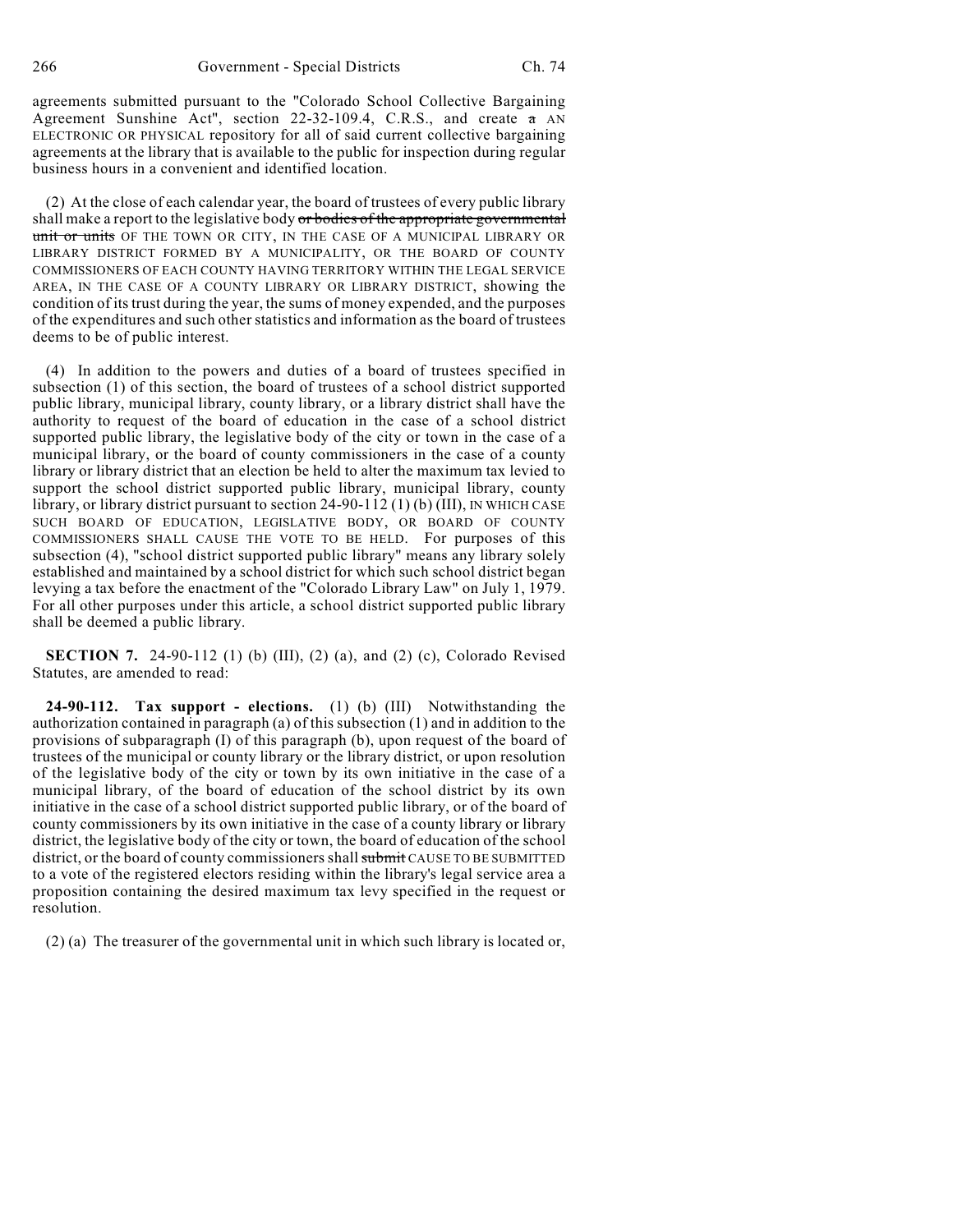agreements submitted pursuant to the "Colorado School Collective Bargaining Agreement Sunshine Act", section 22-32-109.4, C.R.S., and create ~~a~~ AN ELECTRONIC OR PHYSICAL repository for all of said current collective bargaining agreements at the library that is available to the public for inspection during regular business hours in a convenient and identified location.

(2) At the close of each calendar year, the board of trustees of every public library shall make a report to the legislative body ~~or bodies of the appropriate governmental unit or units~~ OF THE TOWN OR CITY, IN THE CASE OF A MUNICIPAL LIBRARY OR LIBRARY DISTRICT FORMED BY A MUNICIPALITY, OR THE BOARD OF COUNTY COMMISSIONERS OF EACH COUNTY HAVING TERRITORY WITHIN THE LEGAL SERVICE AREA, IN THE CASE OF A COUNTY LIBRARY OR LIBRARY DISTRICT, showing the condition of its trust during the year, the sums of money expended, and the purposes of the expenditures and such other statistics and information as the board of trustees deems to be of public interest.

(4) In addition to the powers and duties of a board of trustees specified in subsection (1) of this section, the board of trustees of a school district supported public library, municipal library, county library, or a library district shall have the authority to request of the board of education in the case of a school district supported public library, the legislative body of the city or town in the case of a municipal library, or the board of county commissioners in the case of a county library or library district that an election be held to alter the maximum tax levied to support the school district supported public library, municipal library, county library, or library district pursuant to section 24-90-112 (1) (b) (III), IN WHICH CASE SUCH BOARD OF EDUCATION, LEGISLATIVE BODY, OR BOARD OF COUNTY COMMISSIONERS SHALL CAUSE THE VOTE TO BE HELD. For purposes of this subsection (4), "school district supported public library" means any library solely established and maintained by a school district for which such school district began levying a tax before the enactment of the "Colorado Library Law" on July 1, 1979. For all other purposes under this article, a school district supported public library shall be deemed a public library.

**SECTION 7.** 24-90-112 (1) (b) (III), (2) (a), and (2) (c), Colorado Revised Statutes, are amended to read:

**24-90-112. Tax support - elections.** (1) (b) (III) Notwithstanding the authorization contained in paragraph (a) of this subsection (1) and in addition to the provisions of subparagraph (I) of this paragraph (b), upon request of the board of trustees of the municipal or county library or the library district, or upon resolution of the legislative body of the city or town by its own initiative in the case of a municipal library, of the board of education of the school district by its own initiative in the case of a school district supported public library, or of the board of county commissioners by its own initiative in the case of a county library or library district, the legislative body of the city or town, the board of education of the school district, or the board of county commissioners shall ~~submit~~ CAUSE TO BE SUBMITTED to a vote of the registered electors residing within the library's legal service area a proposition containing the desired maximum tax levy specified in the request or resolution.

(2) (a) The treasurer of the governmental unit in which such library is located or,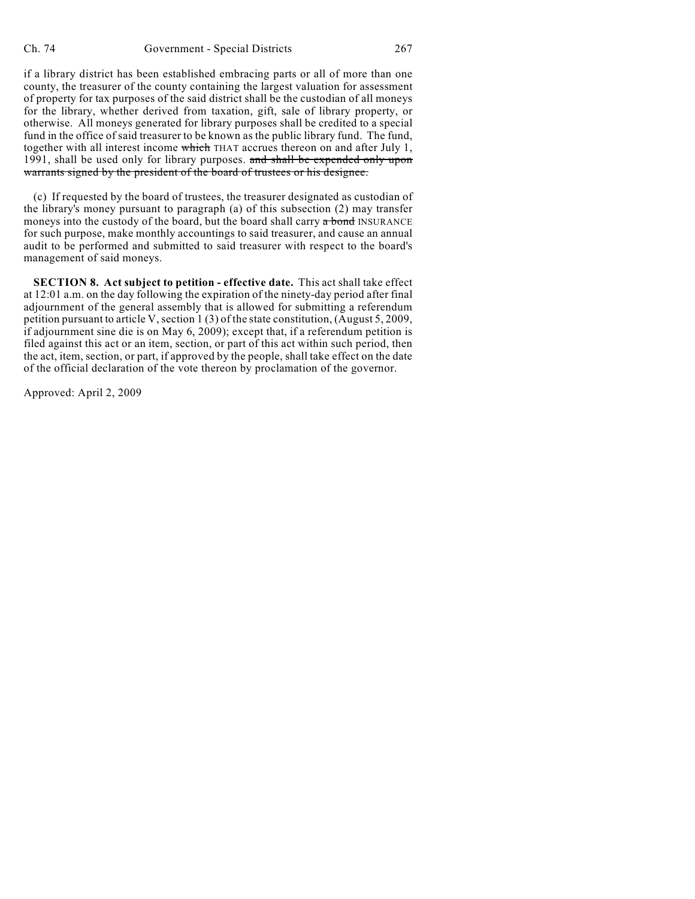if a library district has been established embracing parts or all of more than one county, the treasurer of the county containing the largest valuation for assessment of property for tax purposes of the said district shall be the custodian of all moneys for the library, whether derived from taxation, gift, sale of library property, or otherwise. All moneys generated for library purposes shall be credited to a special fund in the office of said treasurer to be known as the public library fund. The fund, together with all interest income ~~which~~ THAT accrues thereon on and after July 1, 1991, shall be used only for library purposes. ~~and shall be expended only upon warrants signed by the president of the board of trustees or his designee.~~

(c) If requested by the board of trustees, the treasurer designated as custodian of the library's money pursuant to paragraph (a) of this subsection (2) may transfer moneys into the custody of the board, but the board shall carry ~~a bond~~ INSURANCE for such purpose, make monthly accountings to said treasurer, and cause an annual audit to be performed and submitted to said treasurer with respect to the board's management of said moneys.

**SECTION 8. Act subject to petition - effective date.** This act shall take effect at 12:01 a.m. on the day following the expiration of the ninety-day period after final adjournment of the general assembly that is allowed for submitting a referendum petition pursuant to article V, section 1 (3) of the state constitution, (August 5, 2009, if adjournment sine die is on May 6, 2009); except that, if a referendum petition is filed against this act or an item, section, or part of this act within such period, then the act, item, section, or part, if approved by the people, shall take effect on the date of the official declaration of the vote thereon by proclamation of the governor.

Approved: April 2, 2009